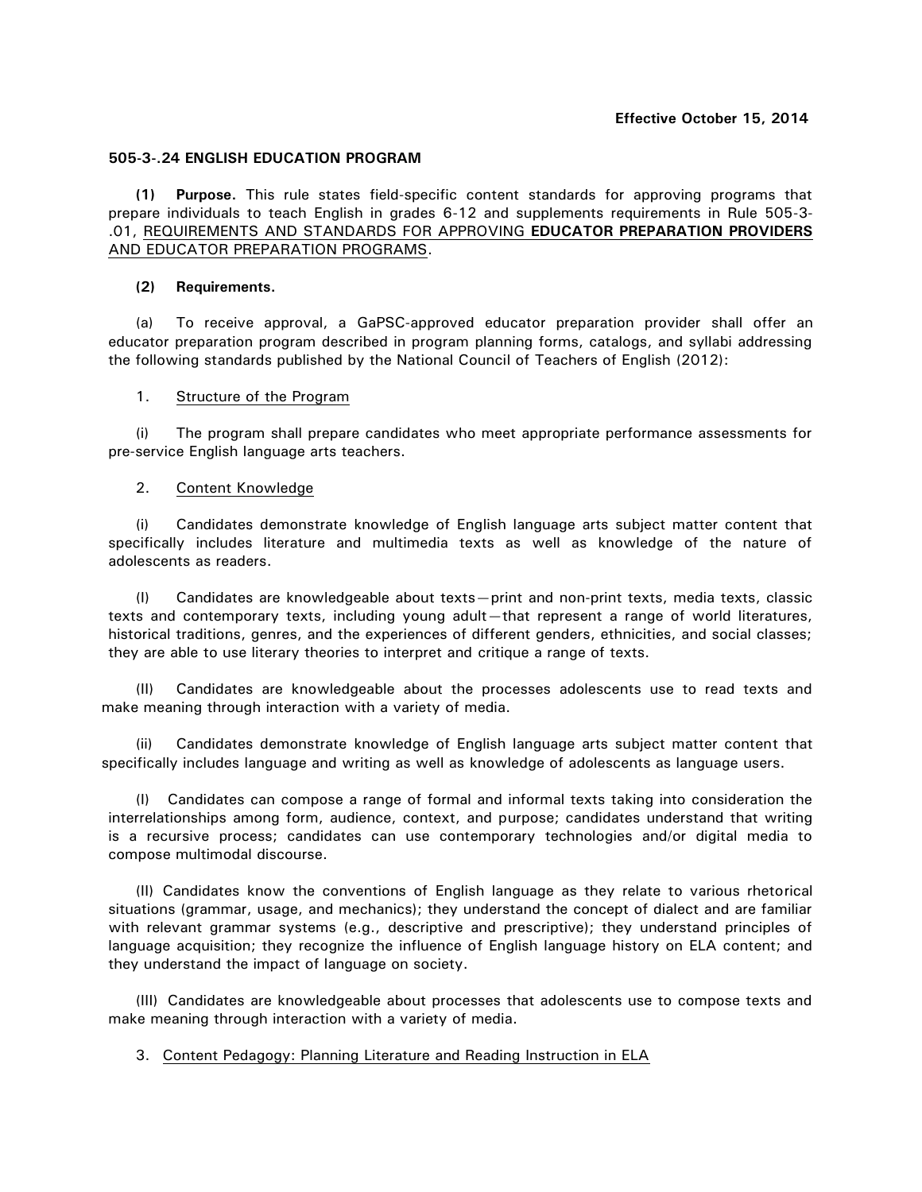**Effective October 15, 2014**

**505-3-.24 ENGLISH EDUCATION PROGRAM**

**(1) Purpose.** This rule states field-specific content standards for approving programs that prepare individuals to teach English in grades 6-12 and supplements requirements in Rule 505-3-.01, REQUIREMENTS AND STANDARDS FOR APPROVING **EDUCATOR PREPARATION PROVIDERS** AND EDUCATOR PREPARATION PROGRAMS.

**(2) Requirements.**

(a) To receive approval, a GaPSC-approved educator preparation provider shall offer an educator preparation program described in program planning forms, catalogs, and syllabi addressing the following standards published by the National Council of Teachers of English (2012):

1. Structure of the Program

(i) The program shall prepare candidates who meet appropriate performance assessments for pre-service English language arts teachers.

2. Content Knowledge

(i) Candidates demonstrate knowledge of English language arts subject matter content that specifically includes literature and multimedia texts as well as knowledge of the nature of adolescents as readers.

(I) Candidates are knowledgeable about texts—print and non-print texts, media texts, classic texts and contemporary texts, including young adult—that represent a range of world literatures, historical traditions, genres, and the experiences of different genders, ethnicities, and social classes; they are able to use literary theories to interpret and critique a range of texts.

(II) Candidates are knowledgeable about the processes adolescents use to read texts and make meaning through interaction with a variety of media.

(ii) Candidates demonstrate knowledge of English language arts subject matter content that specifically includes language and writing as well as knowledge of adolescents as language users.

(I) Candidates can compose a range of formal and informal texts taking into consideration the interrelationships among form, audience, context, and purpose; candidates understand that writing is a recursive process; candidates can use contemporary technologies and/or digital media to compose multimodal discourse.

(II) Candidates know the conventions of English language as they relate to various rhetorical situations (grammar, usage, and mechanics); they understand the concept of dialect and are familiar with relevant grammar systems (e.g., descriptive and prescriptive); they understand principles of language acquisition; they recognize the influence of English language history on ELA content; and they understand the impact of language on society.

(III) Candidates are knowledgeable about processes that adolescents use to compose texts and make meaning through interaction with a variety of media.

3. Content Pedagogy: Planning Literature and Reading Instruction in ELA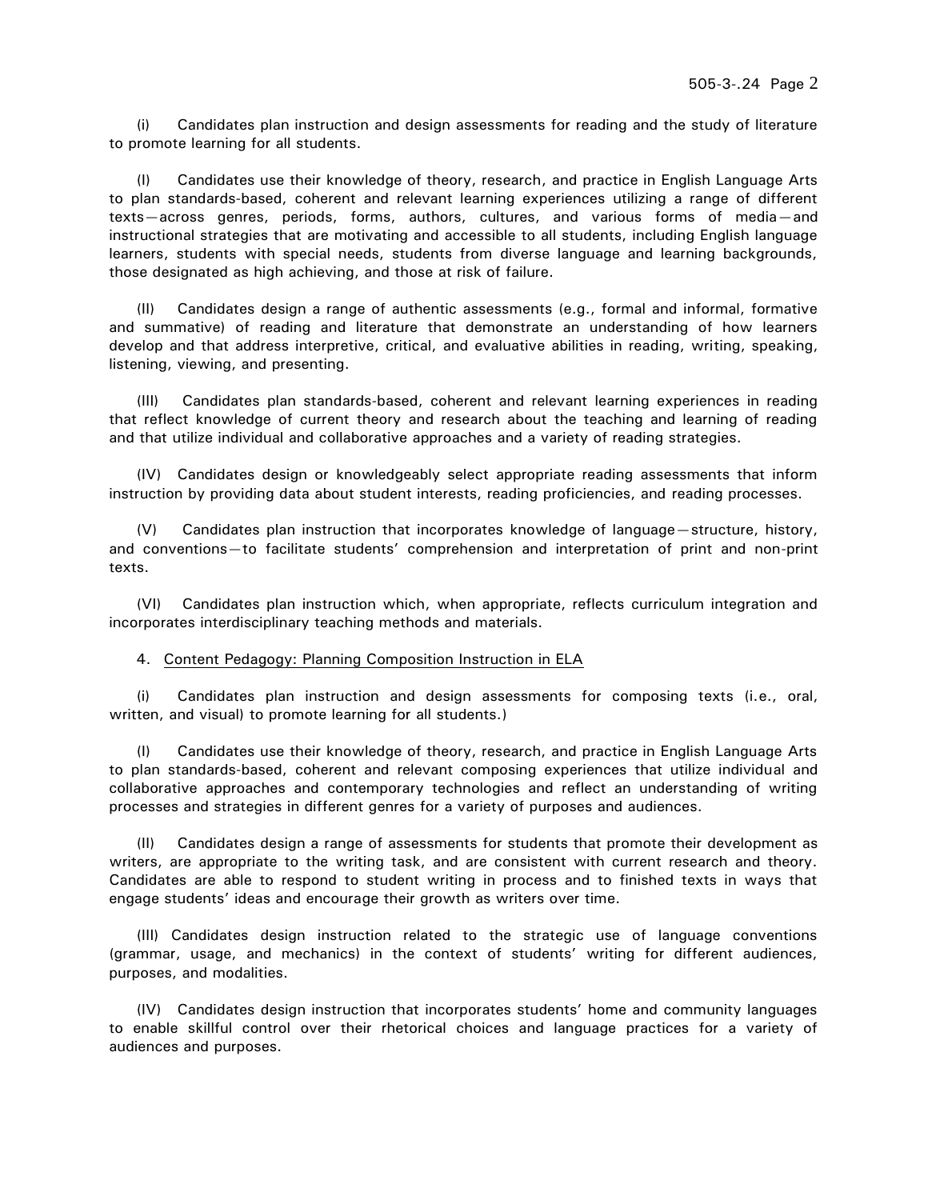(i) Candidates plan instruction and design assessments for reading and the study of literature to promote learning for all students.

(I) Candidates use their knowledge of theory, research, and practice in English Language Arts to plan standards-based, coherent and relevant learning experiences utilizing a range of different texts—across genres, periods, forms, authors, cultures, and various forms of media—and instructional strategies that are motivating and accessible to all students, including English language learners, students with special needs, students from diverse language and learning backgrounds, those designated as high achieving, and those at risk of failure.

(II) Candidates design a range of authentic assessments (e.g., formal and informal, formative and summative) of reading and literature that demonstrate an understanding of how learners develop and that address interpretive, critical, and evaluative abilities in reading, writing, speaking, listening, viewing, and presenting.

(III) Candidates plan standards-based, coherent and relevant learning experiences in reading that reflect knowledge of current theory and research about the teaching and learning of reading and that utilize individual and collaborative approaches and a variety of reading strategies.

(IV) Candidates design or knowledgeably select appropriate reading assessments that inform instruction by providing data about student interests, reading proficiencies, and reading processes.

(V) Candidates plan instruction that incorporates knowledge of language—structure, history, and conventions—to facilitate students' comprehension and interpretation of print and non-print texts.

(VI) Candidates plan instruction which, when appropriate, reflects curriculum integration and incorporates interdisciplinary teaching methods and materials.

4. Content Pedagogy: Planning Composition Instruction in ELA

(i) Candidates plan instruction and design assessments for composing texts (i.e., oral, written, and visual) to promote learning for all students.)

(I) Candidates use their knowledge of theory, research, and practice in English Language Arts to plan standards-based, coherent and relevant composing experiences that utilize individual and collaborative approaches and contemporary technologies and reflect an understanding of writing processes and strategies in different genres for a variety of purposes and audiences.

(II) Candidates design a range of assessments for students that promote their development as writers, are appropriate to the writing task, and are consistent with current research and theory. Candidates are able to respond to student writing in process and to finished texts in ways that engage students' ideas and encourage their growth as writers over time.

(III) Candidates design instruction related to the strategic use of language conventions (grammar, usage, and mechanics) in the context of students' writing for different audiences, purposes, and modalities.

(IV) Candidates design instruction that incorporates students' home and community languages to enable skillful control over their rhetorical choices and language practices for a variety of audiences and purposes.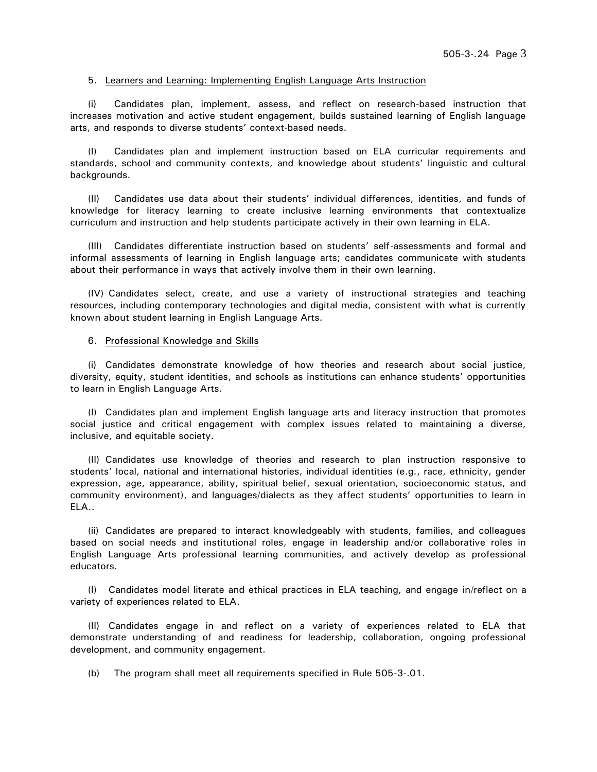5. Learners and Learning: Implementing English Language Arts Instruction

(i) Candidates plan, implement, assess, and reflect on research-based instruction that increases motivation and active student engagement, builds sustained learning of English language arts, and responds to diverse students' context-based needs.

(I) Candidates plan and implement instruction based on ELA curricular requirements and standards, school and community contexts, and knowledge about students' linguistic and cultural backgrounds.

(II) Candidates use data about their students' individual differences, identities, and funds of knowledge for literacy learning to create inclusive learning environments that contextualize curriculum and instruction and help students participate actively in their own learning in ELA.

(III) Candidates differentiate instruction based on students' self-assessments and formal and informal assessments of learning in English language arts; candidates communicate with students about their performance in ways that actively involve them in their own learning.

(IV) Candidates select, create, and use a variety of instructional strategies and teaching resources, including contemporary technologies and digital media, consistent with what is currently known about student learning in English Language Arts.

6. Professional Knowledge and Skills

(i) Candidates demonstrate knowledge of how theories and research about social justice, diversity, equity, student identities, and schools as institutions can enhance students' opportunities to learn in English Language Arts.

(I) Candidates plan and implement English language arts and literacy instruction that promotes social justice and critical engagement with complex issues related to maintaining a diverse, inclusive, and equitable society.

(II) Candidates use knowledge of theories and research to plan instruction responsive to students' local, national and international histories, individual identities (e.g., race, ethnicity, gender expression, age, appearance, ability, spiritual belief, sexual orientation, socioeconomic status, and community environment), and languages/dialects as they affect students' opportunities to learn in ELA..

(ii) Candidates are prepared to interact knowledgeably with students, families, and colleagues based on social needs and institutional roles, engage in leadership and/or collaborative roles in English Language Arts professional learning communities, and actively develop as professional educators.

(I) Candidates model literate and ethical practices in ELA teaching, and engage in/reflect on a variety of experiences related to ELA.

(II) Candidates engage in and reflect on a variety of experiences related to ELA that demonstrate understanding of and readiness for leadership, collaboration, ongoing professional development, and community engagement.

(b) The program shall meet all requirements specified in Rule 505-3-.01.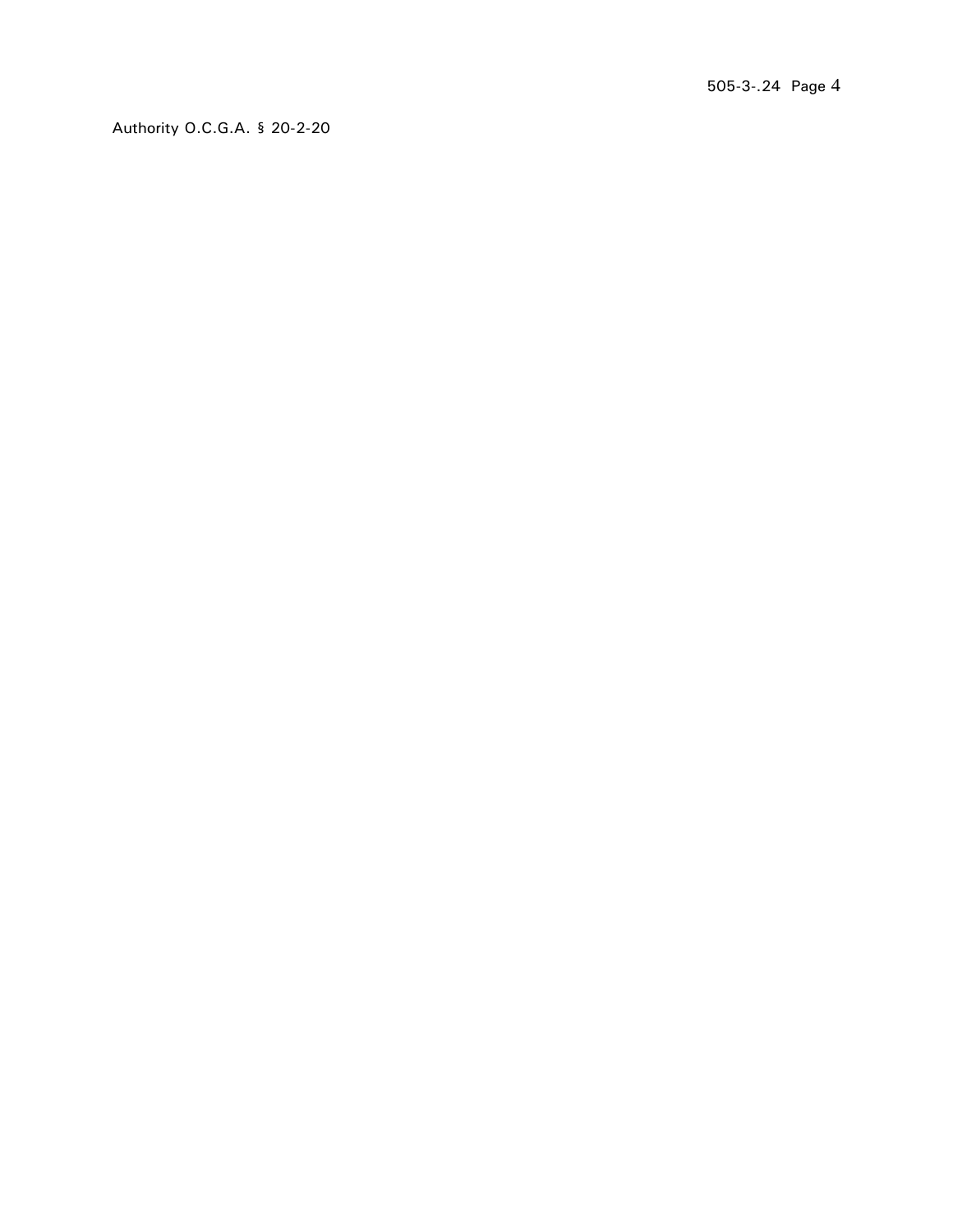Authority O.C.G.A. § 20-2-20